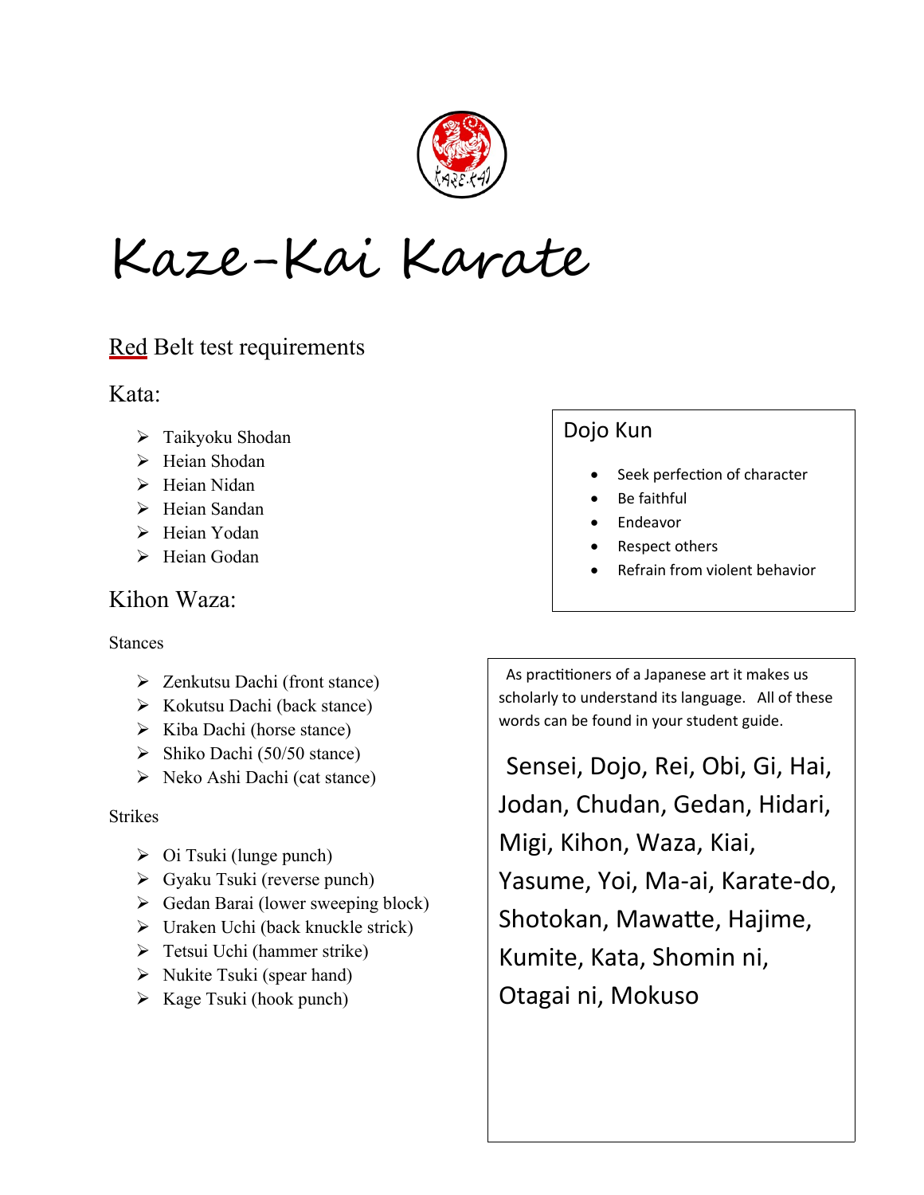# Kaze-Kai Karate

## Red Belt test requirements

### Kata:

- Taikyoku Shodan
- Heian Shodan
- Heian Nidan
- Heian Sandan
- Heian Yodan
- Heian Godan

### Kihon Waza:

Stances

- Zenkutsu Dachi (front stance)
- Kokutsu Dachi (back stance)
- Kiba Dachi (horse stance)
- Shiko Dachi (50/50 stance)
- Neko Ashi Dachi (cat stance)

Strikes

- Oi Tsuki (lunge punch)
- Gyaku Tsuki (reverse punch)
- Gedan Barai (lower sweeping block)
- Uraken Uchi (back knuckle strick)
- Tetsui Uchi (hammer strike)
- Nukite Tsuki (spear hand)
- Kage Tsuki (hook punch)

### Dojo Kun

- Seek perfection of character
- Be faithful
- Endeavor
- Respect others
- Refrain from violent behavior

As practitioners of a Japanese art it makes us scholarly to understand its language. All of these words can be found in your student guide.

Sensei, Dojo, Rei, Obi, Gi, Hai, Jodan, Chudan, Gedan, Hidari, Migi, Kihon, Waza, Kiai, Yasume, Yoi, Ma-ai, Karate-do, Shotokan, Mawatte, Hajime, Kumite, Kata, Shomin ni, Otagai ni, Mokuso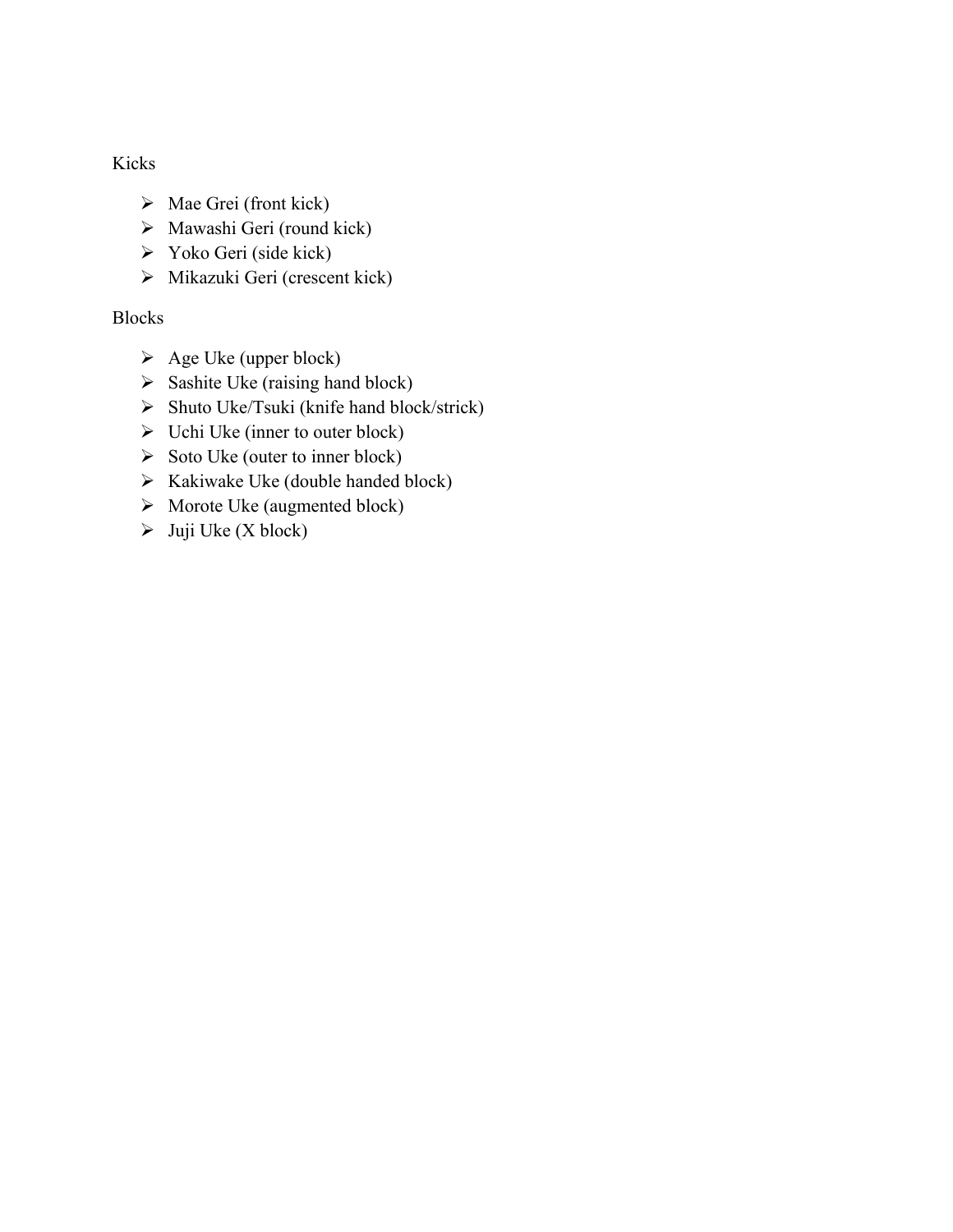Kicks

- Mae Grei (front kick)
- Mawashi Geri (round kick)
- Yoko Geri (side kick)
- Mikazuki Geri (crescent kick)

Blocks

- Age Uke (upper block)
- Sashite Uke (raising hand block)
- Shuto Uke/Tsuki (knife hand block/strick)
- Uchi Uke (inner to outer block)
- Soto Uke (outer to inner block)
- Kakiwake Uke (double handed block)
- Morote Uke (augmented block)
- Juji Uke (X block)